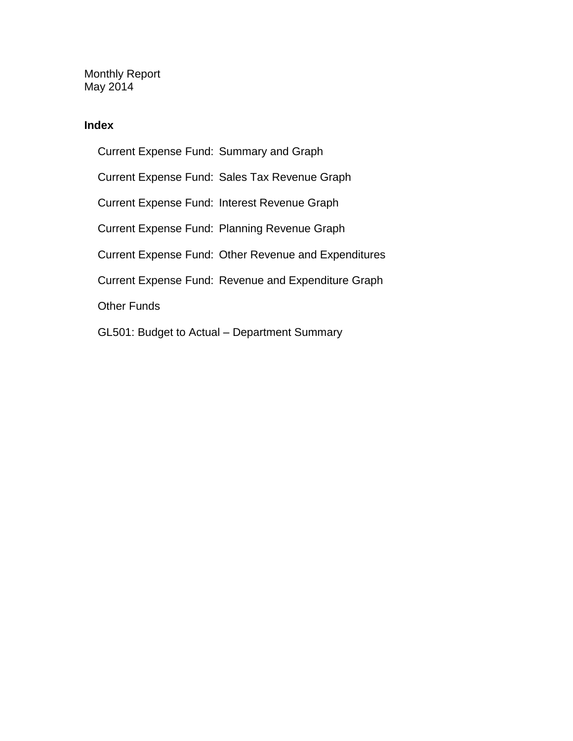Monthly Report
May 2014

**Index**

- Current Expense Fund: Summary and Graph
- Current Expense Fund: Sales Tax Revenue Graph
- Current Expense Fund: Interest Revenue Graph
- Current Expense Fund: Planning Revenue Graph
- Current Expense Fund: Other Revenue and Expenditures
- Current Expense Fund: Revenue and Expenditure Graph
- Other Funds
- GL501: Budget to Actual – Department Summary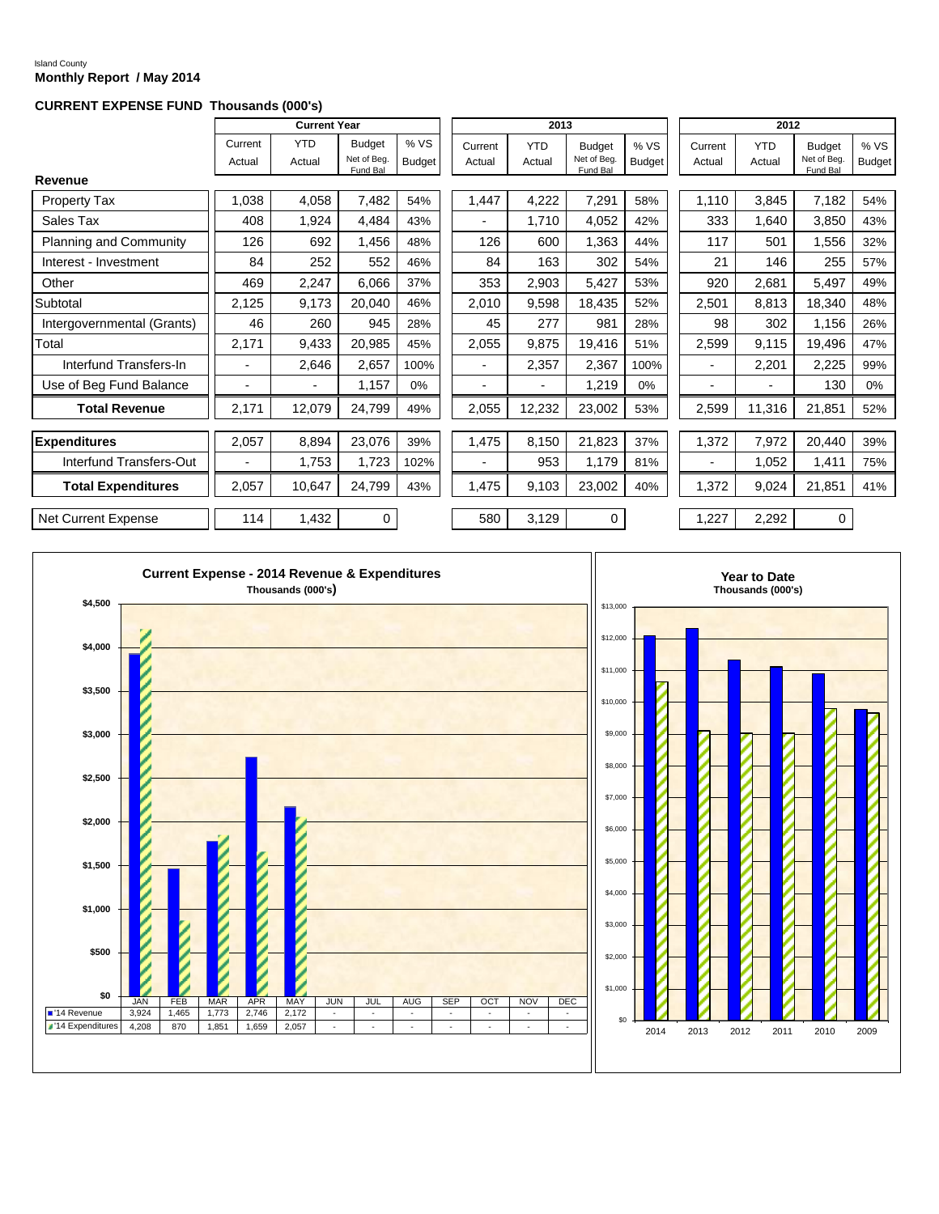Island County

**Monthly Report / May 2014**

**CURRENT EXPENSE FUND Thousands (000's)**

| | Current Year | | | | 2013 | | | | 2012 | | | |
|---|---|---|---|---|---|---|---|---|---|---|---|---|
| | Current Actual | YTD Actual | Budget Net of Beg. Fund Bal | % VS Budget | Current Actual | YTD Actual | Budget Net of Beg. Fund Bal | % VS Budget | Current Actual | YTD Actual | Budget Net of Beg. Fund Bal | % VS Budget |
| **Revenue** | | | | | | | | | | | | |
| Property Tax | 1,038 | 4,058 | 7,482 | 54% | 1,447 | 4,222 | 7,291 | 58% | 1,110 | 3,845 | 7,182 | 54% |
| Sales Tax | 408 | 1,924 | 4,484 | 43% | - | 1,710 | 4,052 | 42% | 333 | 1,640 | 3,850 | 43% |
| Planning and Community | 126 | 692 | 1,456 | 48% | 126 | 600 | 1,363 | 44% | 117 | 501 | 1,556 | 32% |
| Interest - Investment | 84 | 252 | 552 | 46% | 84 | 163 | 302 | 54% | 21 | 146 | 255 | 57% |
| Other | 469 | 2,247 | 6,066 | 37% | 353 | 2,903 | 5,427 | 53% | 920 | 2,681 | 5,497 | 49% |
| Subtotal | 2,125 | 9,173 | 20,040 | 46% | 2,010 | 9,598 | 18,435 | 52% | 2,501 | 8,813 | 18,340 | 48% |
| Intergovernmental (Grants) | 46 | 260 | 945 | 28% | 45 | 277 | 981 | 28% | 98 | 302 | 1,156 | 26% |
| Total | 2,171 | 9,433 | 20,985 | 45% | 2,055 | 9,875 | 19,416 | 51% | 2,599 | 9,115 | 19,496 | 47% |
| Interfund Transfers-In | - | 2,646 | 2,657 | 100% | - | 2,357 | 2,367 | 100% | - | 2,201 | 2,225 | 99% |
| Use of Beg Fund Balance | - | - | 1,157 | 0% | - | - | 1,219 | 0% | - | - | 130 | 0% |
| **Total Revenue** | 2,171 | 12,079 | 24,799 | 49% | 2,055 | 12,232 | 23,002 | 53% | 2,599 | 11,316 | 21,851 | 52% |
| **Expenditures** | 2,057 | 8,894 | 23,076 | 39% | 1,475 | 8,150 | 21,823 | 37% | 1,372 | 7,972 | 20,440 | 39% |
| Interfund Transfers-Out | - | 1,753 | 1,723 | 102% | - | 953 | 1,179 | 81% | - | 1,052 | 1,411 | 75% |
| **Total Expenditures** | 2,057 | 10,647 | 24,799 | 43% | 1,475 | 9,103 | 23,002 | 40% | 1,372 | 9,024 | 21,851 | 41% |
| Net Current Expense | 114 | 1,432 | 0 | | 580 | 3,129 | 0 | | 1,227 | 2,292 | 0 | |

**Current Expense - 2014 Revenue & Expenditures**
Thousands (000's)

| | JAN | FEB | MAR | APR | MAY | JUN | JUL | AUG | SEP | OCT | NOV | DEC |
|---|---|---|---|---|---|---|---|---|---|---|---|---|
| '14 Revenue | 3,924 | 1,465 | 1,773 | 2,746 | 2,172 | - | - | - | - | - | - | - |
| '14 Expenditures | 4,208 | 870 | 1,851 | 1,659 | 2,057 | - | - | - | - | - | - | - |

**Year to Date**
Thousands (000's)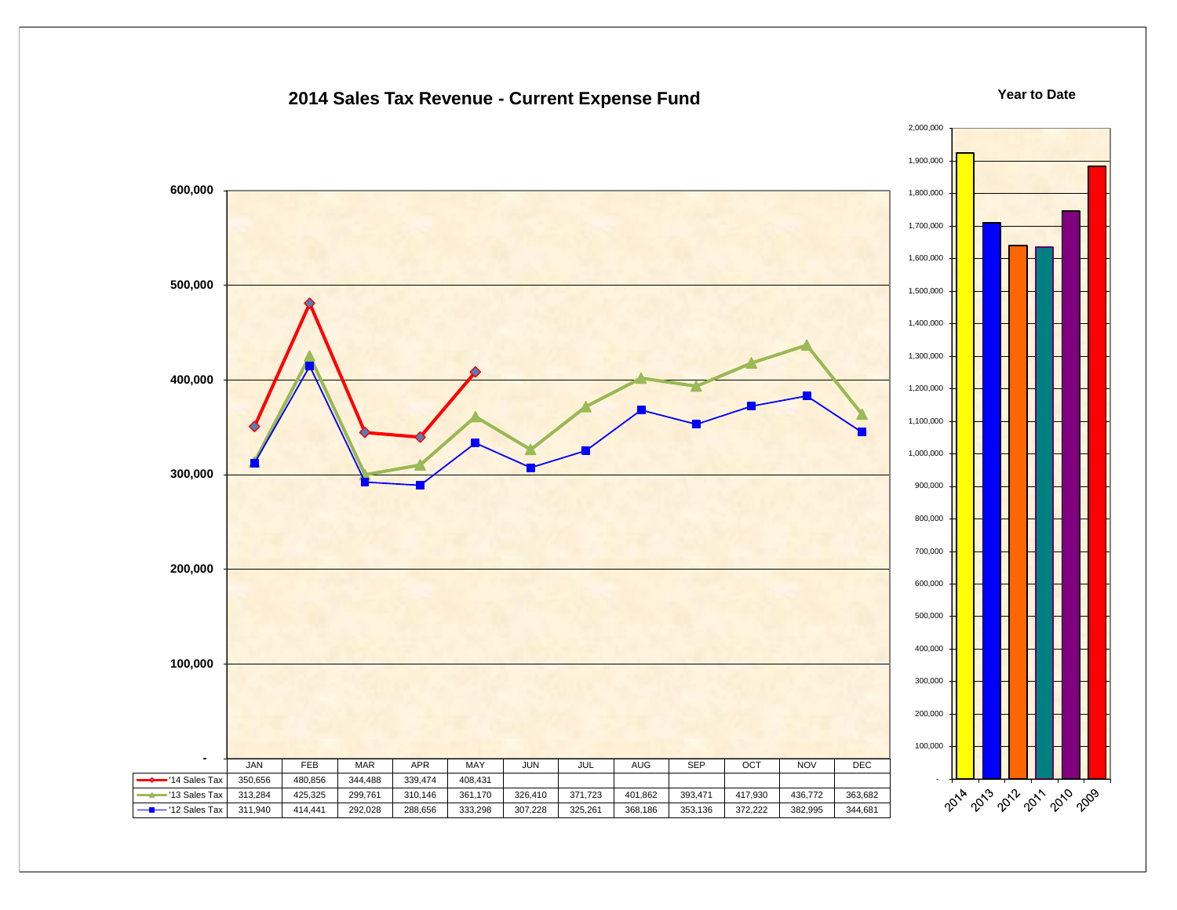## 2014 Sales Tax Revenue - Current Expense Fund

| | JAN | FEB | MAR | APR | MAY | JUN | JUL | AUG | SEP | OCT | NOV | DEC |
|---|---|---|---|---|---|---|---|---|---|---|---|---|
| '14 Sales Tax | 350,656 | 480,856 | 344,488 | 339,474 | 408,431 | | | | | | | |
| '13 Sales Tax | 313,284 | 425,325 | 299,761 | 310,146 | 361,170 | 326,410 | 371,723 | 401,862 | 393,471 | 417,930 | 436,772 | 363,682 |
| '12 Sales Tax | 311,940 | 414,441 | 292,028 | 288,656 | 333,298 | 307,228 | 325,261 | 368,186 | 353,136 | 372,222 | 382,995 | 344,681 |

**Year to Date**

(Bar chart: 2014, 2013, 2012, 2011, 2010, 2009)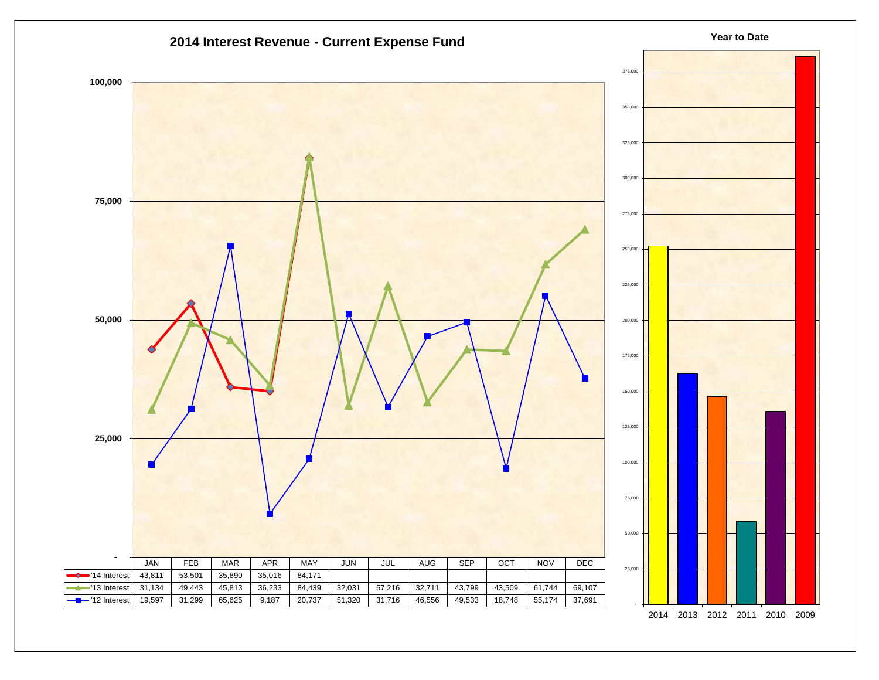## 2014 Interest Revenue - Current Expense Fund

| | JAN | FEB | MAR | APR | MAY | JUN | JUL | AUG | SEP | OCT | NOV | DEC |
|---|---|---|---|---|---|---|---|---|---|---|---|---|
| '14 Interest | 43,811 | 53,501 | 35,890 | 35,016 | 84,171 | | | | | | | |
| '13 Interest | 31,134 | 49,443 | 45,813 | 36,233 | 84,439 | 32,031 | 57,216 | 32,711 | 43,799 | 43,509 | 61,744 | 69,107 |
| '12 Interest | 19,597 | 31,299 | 65,625 | 9,187 | 20,737 | 51,320 | 31,716 | 46,556 | 49,533 | 18,748 | 55,174 | 37,691 |

### Year to Date

2014, 2013, 2012, 2011, 2010, 2009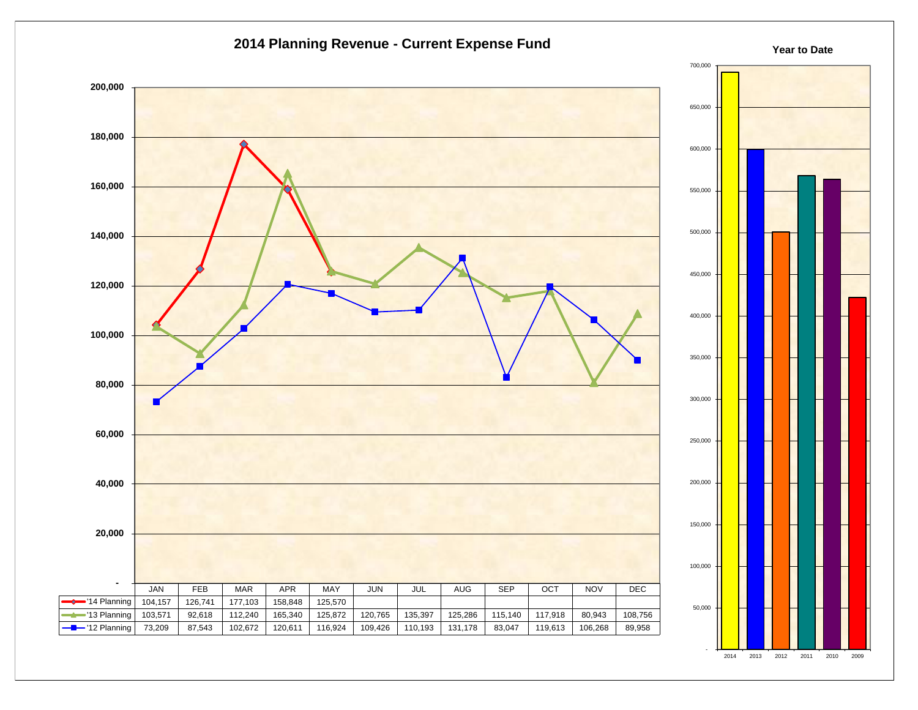# 2014 Planning Revenue - Current Expense Fund

| | JAN | FEB | MAR | APR | MAY | JUN | JUL | AUG | SEP | OCT | NOV | DEC |
|---|---|---|---|---|---|---|---|---|---|---|---|---|
| '14 Planning | 104,157 | 126,741 | 177,103 | 158,848 | 125,570 | | | | | | | |
| '13 Planning | 103,571 | 92,618 | 112,240 | 165,340 | 125,872 | 120,765 | 135,397 | 125,286 | 115,140 | 117,918 | 80,943 | 108,756 |
| '12 Planning | 73,209 | 87,543 | 102,672 | 120,611 | 116,924 | 109,426 | 110,193 | 131,178 | 83,047 | 119,613 | 106,268 | 89,958 |

**Year to Date**

(Bar chart: 2014, 2013, 2012, 2011, 2010, 2009)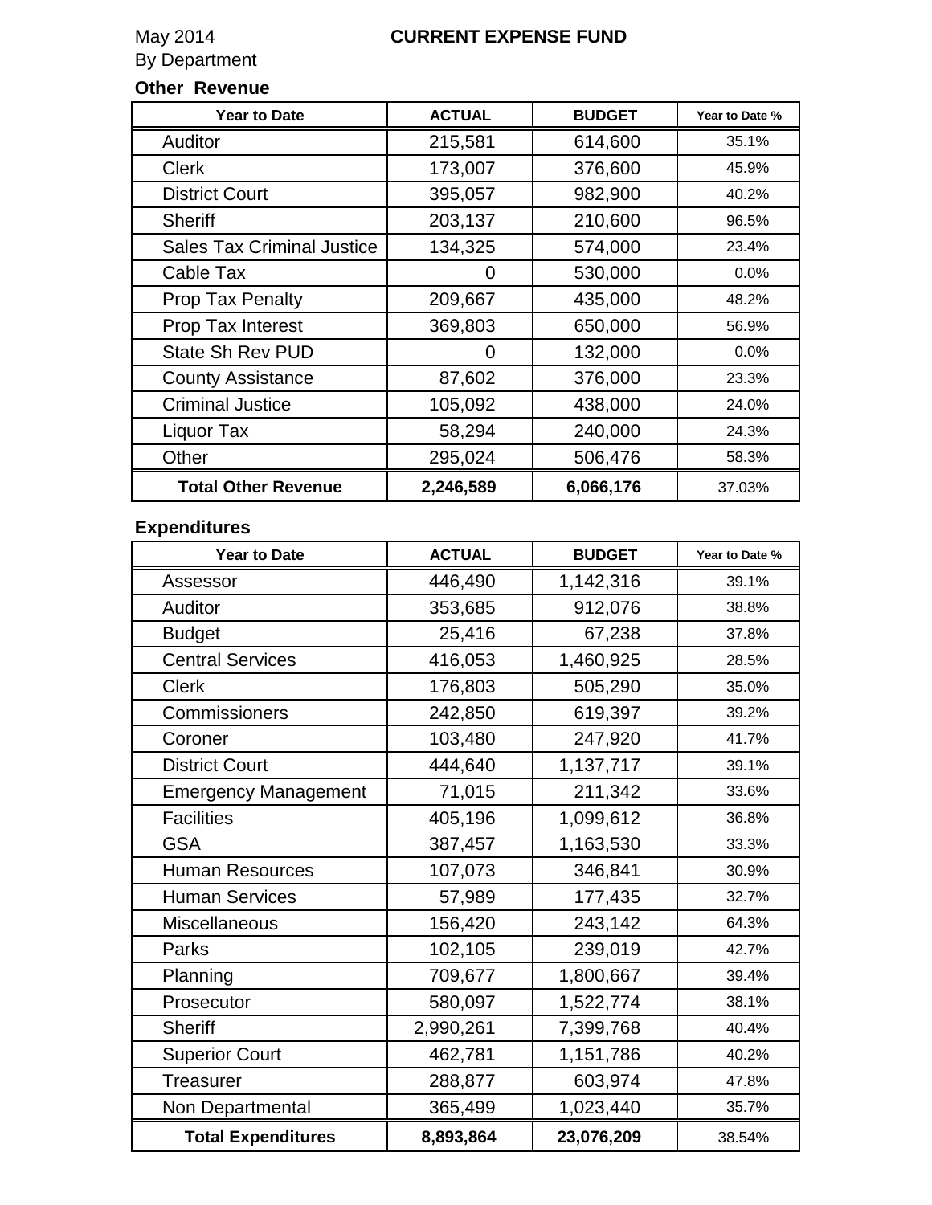May 2014

By Department

# CURRENT EXPENSE FUND

## Other Revenue

| Year to Date | ACTUAL | BUDGET | Year to Date % |
|---|---|---|---|
| Auditor | 215,581 | 614,600 | 35.1% |
| Clerk | 173,007 | 376,600 | 45.9% |
| District Court | 395,057 | 982,900 | 40.2% |
| Sheriff | 203,137 | 210,600 | 96.5% |
| Sales Tax Criminal Justice | 134,325 | 574,000 | 23.4% |
| Cable Tax | 0 | 530,000 | 0.0% |
| Prop Tax Penalty | 209,667 | 435,000 | 48.2% |
| Prop Tax Interest | 369,803 | 650,000 | 56.9% |
| State Sh Rev PUD | 0 | 132,000 | 0.0% |
| County Assistance | 87,602 | 376,000 | 23.3% |
| Criminal Justice | 105,092 | 438,000 | 24.0% |
| Liquor Tax | 58,294 | 240,000 | 24.3% |
| Other | 295,024 | 506,476 | 58.3% |
| **Total Other Revenue** | **2,246,589** | **6,066,176** | 37.03% |

## Expenditures

| Year to Date | ACTUAL | BUDGET | Year to Date % |
|---|---|---|---|
| Assessor | 446,490 | 1,142,316 | 39.1% |
| Auditor | 353,685 | 912,076 | 38.8% |
| Budget | 25,416 | 67,238 | 37.8% |
| Central Services | 416,053 | 1,460,925 | 28.5% |
| Clerk | 176,803 | 505,290 | 35.0% |
| Commissioners | 242,850 | 619,397 | 39.2% |
| Coroner | 103,480 | 247,920 | 41.7% |
| District Court | 444,640 | 1,137,717 | 39.1% |
| Emergency Management | 71,015 | 211,342 | 33.6% |
| Facilities | 405,196 | 1,099,612 | 36.8% |
| GSA | 387,457 | 1,163,530 | 33.3% |
| Human Resources | 107,073 | 346,841 | 30.9% |
| Human Services | 57,989 | 177,435 | 32.7% |
| Miscellaneous | 156,420 | 243,142 | 64.3% |
| Parks | 102,105 | 239,019 | 42.7% |
| Planning | 709,677 | 1,800,667 | 39.4% |
| Prosecutor | 580,097 | 1,522,774 | 38.1% |
| Sheriff | 2,990,261 | 7,399,768 | 40.4% |
| Superior Court | 462,781 | 1,151,786 | 40.2% |
| Treasurer | 288,877 | 603,974 | 47.8% |
| Non Departmental | 365,499 | 1,023,440 | 35.7% |
| **Total Expenditures** | **8,893,864** | **23,076,209** | 38.54% |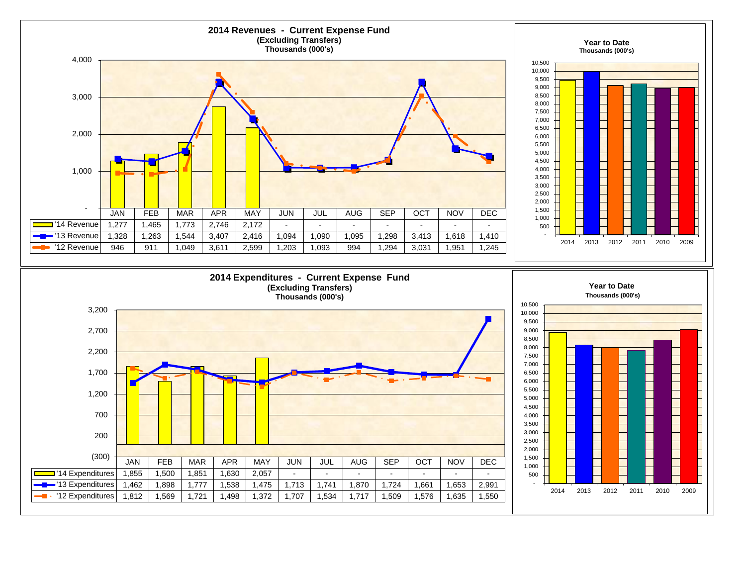## 2014 Revenues - Current Expense Fund

**(Excluding Transfers)**
**Thousands (000's)**

| | JAN | FEB | MAR | APR | MAY | JUN | JUL | AUG | SEP | OCT | NOV | DEC |
|---|---|---|---|---|---|---|---|---|---|---|---|---|
| '14 Revenue | 1,277 | 1,465 | 1,773 | 2,746 | 2,172 | - | - | - | - | - | - | - |
| '13 Revenue | 1,328 | 1,263 | 1,544 | 3,407 | 2,416 | 1,094 | 1,090 | 1,095 | 1,298 | 3,413 | 1,618 | 1,410 |
| '12 Revenue | 946 | 911 | 1,049 | 3,611 | 2,599 | 1,203 | 1,093 | 994 | 1,294 | 3,031 | 1,951 | 1,245 |

**Year to Date**
**Thousands (000's)**

2014, 2013, 2012, 2011, 2010, 2009

## 2014 Expenditures - Current Expense Fund

**(Excluding Transfers)**
**Thousands (000's)**

| | JAN | FEB | MAR | APR | MAY | JUN | JUL | AUG | SEP | OCT | NOV | DEC |
|---|---|---|---|---|---|---|---|---|---|---|---|---|
| '14 Expenditures | 1,855 | 1,500 | 1,851 | 1,630 | 2,057 | - | - | - | - | - | - | - |
| '13 Expenditures | 1,462 | 1,898 | 1,777 | 1,538 | 1,475 | 1,713 | 1,741 | 1,870 | 1,724 | 1,661 | 1,653 | 2,991 |
| '12 Expenditures | 1,812 | 1,569 | 1,721 | 1,498 | 1,372 | 1,707 | 1,534 | 1,717 | 1,509 | 1,576 | 1,635 | 1,550 |

**Year to Date**
**Thousands (000's)**

2014, 2013, 2012, 2011, 2010, 2009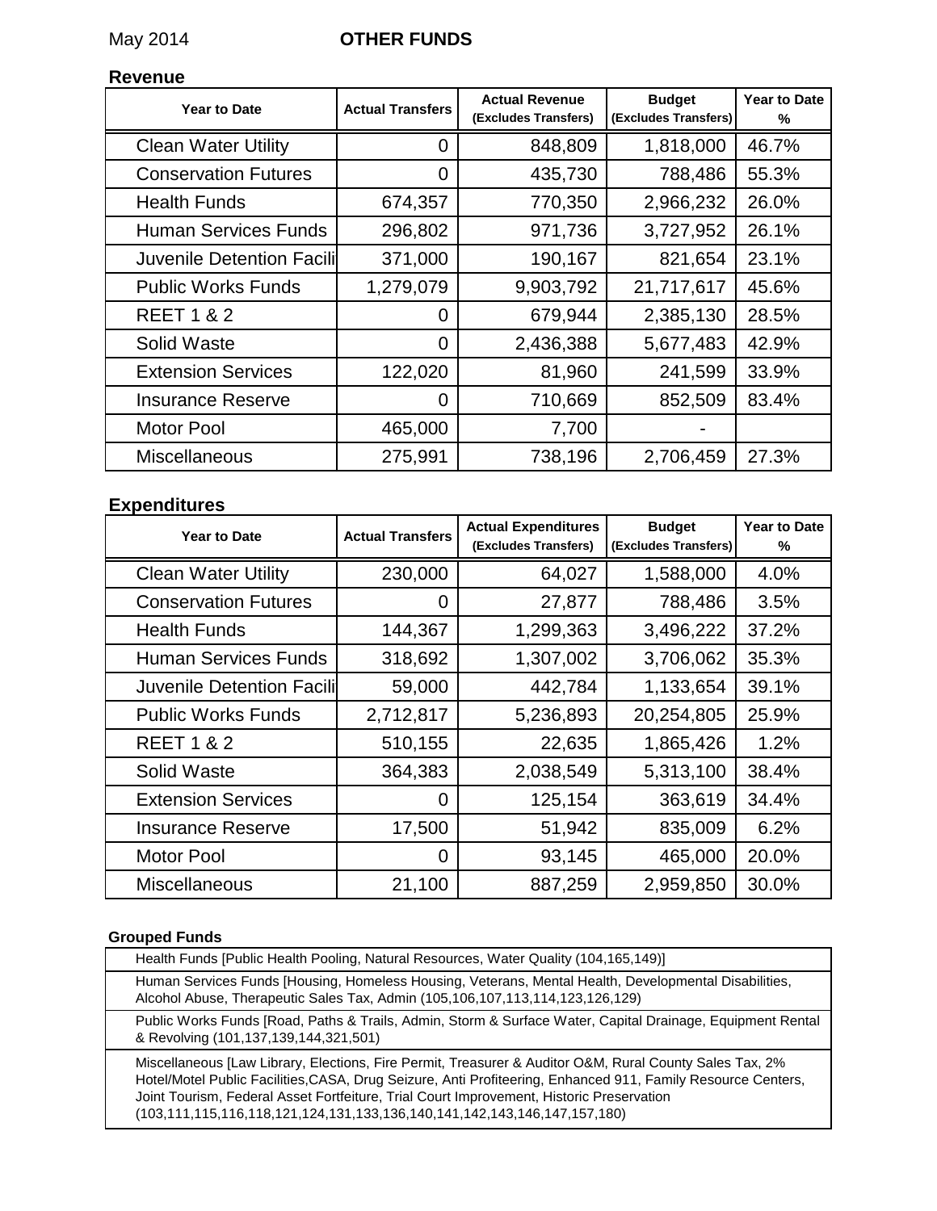May 2014 **OTHER FUNDS**

### Revenue

| Year to Date | Actual Transfers | Actual Revenue (Excludes Transfers) | Budget (Excludes Transfers) | Year to Date % |
|---|---|---|---|---|
| Clean Water Utility | 0 | 848,809 | 1,818,000 | 46.7% |
| Conservation Futures | 0 | 435,730 | 788,486 | 55.3% |
| Health Funds | 674,357 | 770,350 | 2,966,232 | 26.0% |
| Human Services Funds | 296,802 | 971,736 | 3,727,952 | 26.1% |
| Juvenile Detention Facili | 371,000 | 190,167 | 821,654 | 23.1% |
| Public Works Funds | 1,279,079 | 9,903,792 | 21,717,617 | 45.6% |
| REET 1 & 2 | 0 | 679,944 | 2,385,130 | 28.5% |
| Solid Waste | 0 | 2,436,388 | 5,677,483 | 42.9% |
| Extension Services | 122,020 | 81,960 | 241,599 | 33.9% |
| Insurance Reserve | 0 | 710,669 | 852,509 | 83.4% |
| Motor Pool | 465,000 | 7,700 | - | |
| Miscellaneous | 275,991 | 738,196 | 2,706,459 | 27.3% |

### Expenditures

| Year to Date | Actual Transfers | Actual Expenditures (Excludes Transfers) | Budget (Excludes Transfers) | Year to Date % |
|---|---|---|---|---|
| Clean Water Utility | 230,000 | 64,027 | 1,588,000 | 4.0% |
| Conservation Futures | 0 | 27,877 | 788,486 | 3.5% |
| Health Funds | 144,367 | 1,299,363 | 3,496,222 | 37.2% |
| Human Services Funds | 318,692 | 1,307,002 | 3,706,062 | 35.3% |
| Juvenile Detention Facili | 59,000 | 442,784 | 1,133,654 | 39.1% |
| Public Works Funds | 2,712,817 | 5,236,893 | 20,254,805 | 25.9% |
| REET 1 & 2 | 510,155 | 22,635 | 1,865,426 | 1.2% |
| Solid Waste | 364,383 | 2,038,549 | 5,313,100 | 38.4% |
| Extension Services | 0 | 125,154 | 363,619 | 34.4% |
| Insurance Reserve | 17,500 | 51,942 | 835,009 | 6.2% |
| Motor Pool | 0 | 93,145 | 465,000 | 20.0% |
| Miscellaneous | 21,100 | 887,259 | 2,959,850 | 30.0% |

#### Grouped Funds

| Grouped Funds |
|---|
| Health Funds [Public Health Pooling, Natural Resources, Water Quality (104,165,149)] |
| Human Services Funds [Housing, Homeless Housing, Veterans, Mental Health, Developmental Disabilities, Alcohol Abuse, Therapeutic Sales Tax, Admin (105,106,107,113,114,123,126,129) |
| Public Works Funds [Road, Paths & Trails, Admin, Storm & Surface Water, Capital Drainage, Equipment Rental & Revolving (101,137,139,144,321,501) |
| Miscellaneous [Law Library, Elections, Fire Permit, Treasurer & Auditor O&M, Rural County Sales Tax, 2% Hotel/Motel Public Facilities,CASA, Drug Seizure, Anti Profiteering, Enhanced 911, Family Resource Centers, Joint Tourism, Federal Asset Fortfeiture, Trial Court Improvement, Historic Preservation (103,111,115,116,118,121,124,131,133,136,140,141,142,143,146,147,157,180) |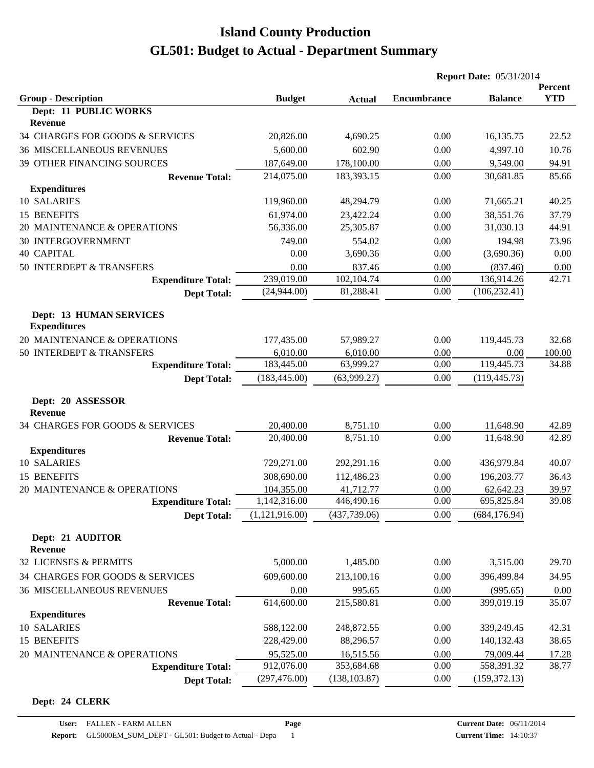# Island County Production
# GL501: Budget to Actual - Department Summary

**Report Date:** 05/31/2014

| Group - Description | Budget | Actual | Encumbrance | Balance | Percent YTD |
|---|---|---|---|---|---|
| **Dept: 11 PUBLIC WORKS** | | | | | |
| **Revenue** | | | | | |
| 34 CHARGES FOR GOODS & SERVICES | 20,826.00 | 4,690.25 | 0.00 | 16,135.75 | 22.52 |
| 36 MISCELLANEOUS REVENUES | 5,600.00 | 602.90 | 0.00 | 4,997.10 | 10.76 |
| 39 OTHER FINANCING SOURCES | 187,649.00 | 178,100.00 | 0.00 | 9,549.00 | 94.91 |
| **Revenue Total:** | 214,075.00 | 183,393.15 | 0.00 | 30,681.85 | 85.66 |
| **Expenditures** | | | | | |
| 10 SALARIES | 119,960.00 | 48,294.79 | 0.00 | 71,665.21 | 40.25 |
| 15 BENEFITS | 61,974.00 | 23,422.24 | 0.00 | 38,551.76 | 37.79 |
| 20 MAINTENANCE & OPERATIONS | 56,336.00 | 25,305.87 | 0.00 | 31,030.13 | 44.91 |
| 30 INTERGOVERNMENT | 749.00 | 554.02 | 0.00 | 194.98 | 73.96 |
| 40 CAPITAL | 0.00 | 3,690.36 | 0.00 | (3,690.36) | 0.00 |
| 50 INTERDEPT & TRANSFERS | 0.00 | 837.46 | 0.00 | (837.46) | 0.00 |
| **Expenditure Total:** | 239,019.00 | 102,104.74 | 0.00 | 136,914.26 | 42.71 |
| **Dept Total:** | (24,944.00) | 81,288.41 | 0.00 | (106,232.41) | |
| **Dept: 13 HUMAN SERVICES** | | | | | |
| **Expenditures** | | | | | |
| 20 MAINTENANCE & OPERATIONS | 177,435.00 | 57,989.27 | 0.00 | 119,445.73 | 32.68 |
| 50 INTERDEPT & TRANSFERS | 6,010.00 | 6,010.00 | 0.00 | 0.00 | 100.00 |
| **Expenditure Total:** | 183,445.00 | 63,999.27 | 0.00 | 119,445.73 | 34.88 |
| **Dept Total:** | (183,445.00) | (63,999.27) | 0.00 | (119,445.73) | |
| **Dept: 20 ASSESSOR** | | | | | |
| **Revenue** | | | | | |
| 34 CHARGES FOR GOODS & SERVICES | 20,400.00 | 8,751.10 | 0.00 | 11,648.90 | 42.89 |
| **Revenue Total:** | 20,400.00 | 8,751.10 | 0.00 | 11,648.90 | 42.89 |
| **Expenditures** | | | | | |
| 10 SALARIES | 729,271.00 | 292,291.16 | 0.00 | 436,979.84 | 40.07 |
| 15 BENEFITS | 308,690.00 | 112,486.23 | 0.00 | 196,203.77 | 36.43 |
| 20 MAINTENANCE & OPERATIONS | 104,355.00 | 41,712.77 | 0.00 | 62,642.23 | 39.97 |
| **Expenditure Total:** | 1,142,316.00 | 446,490.16 | 0.00 | 695,825.84 | 39.08 |
| **Dept Total:** | (1,121,916.00) | (437,739.06) | 0.00 | (684,176.94) | |
| **Dept: 21 AUDITOR** | | | | | |
| **Revenue** | | | | | |
| 32 LICENSES & PERMITS | 5,000.00 | 1,485.00 | 0.00 | 3,515.00 | 29.70 |
| 34 CHARGES FOR GOODS & SERVICES | 609,600.00 | 213,100.16 | 0.00 | 396,499.84 | 34.95 |
| 36 MISCELLANEOUS REVENUES | 0.00 | 995.65 | 0.00 | (995.65) | 0.00 |
| **Revenue Total:** | 614,600.00 | 215,580.81 | 0.00 | 399,019.19 | 35.07 |
| **Expenditures** | | | | | |
| 10 SALARIES | 588,122.00 | 248,872.55 | 0.00 | 339,249.45 | 42.31 |
| 15 BENEFITS | 228,429.00 | 88,296.57 | 0.00 | 140,132.43 | 38.65 |
| 20 MAINTENANCE & OPERATIONS | 95,525.00 | 16,515.56 | 0.00 | 79,009.44 | 17.28 |
| **Expenditure Total:** | 912,076.00 | 353,684.68 | 0.00 | 558,391.32 | 38.77 |
| **Dept Total:** | (297,476.00) | (138,103.87) | 0.00 | (159,372.13) | |

**Dept: 24 CLERK**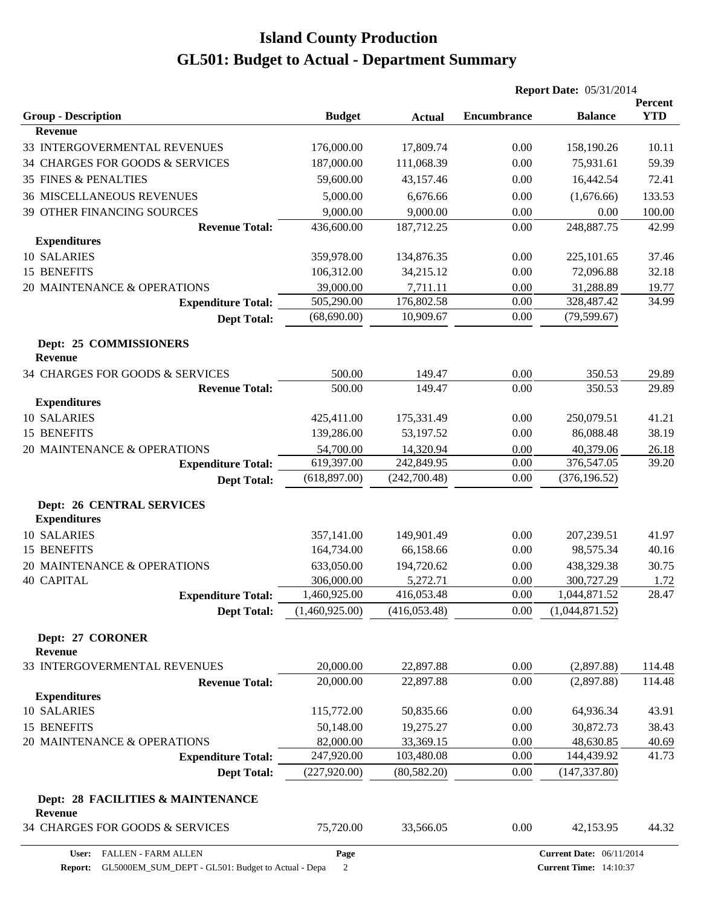# Island County Production
# GL501: Budget to Actual - Department Summary

**Report Date:** 05/31/2014

| Group - Description | Budget | Actual | Encumbrance | Balance | Percent YTD |
|---|---|---|---|---|---|
| **Revenue** | | | | | |
| 33 INTERGOVERMENTAL REVENUES | 176,000.00 | 17,809.74 | 0.00 | 158,190.26 | 10.11 |
| 34 CHARGES FOR GOODS & SERVICES | 187,000.00 | 111,068.39 | 0.00 | 75,931.61 | 59.39 |
| 35 FINES & PENALTIES | 59,600.00 | 43,157.46 | 0.00 | 16,442.54 | 72.41 |
| 36 MISCELLANEOUS REVENUES | 5,000.00 | 6,676.66 | 0.00 | (1,676.66) | 133.53 |
| 39 OTHER FINANCING SOURCES | 9,000.00 | 9,000.00 | 0.00 | 0.00 | 100.00 |
| **Revenue Total:** | 436,600.00 | 187,712.25 | 0.00 | 248,887.75 | 42.99 |
| **Expenditures** | | | | | |
| 10 SALARIES | 359,978.00 | 134,876.35 | 0.00 | 225,101.65 | 37.46 |
| 15 BENEFITS | 106,312.00 | 34,215.12 | 0.00 | 72,096.88 | 32.18 |
| 20 MAINTENANCE & OPERATIONS | 39,000.00 | 7,711.11 | 0.00 | 31,288.89 | 19.77 |
| **Expenditure Total:** | 505,290.00 | 176,802.58 | 0.00 | 328,487.42 | 34.99 |
| **Dept Total:** | (68,690.00) | 10,909.67 | 0.00 | (79,599.67) | |

**Dept: 25 COMMISSIONERS**

| Group - Description | Budget | Actual | Encumbrance | Balance | Percent YTD |
|---|---|---|---|---|---|
| **Revenue** | | | | | |
| 34 CHARGES FOR GOODS & SERVICES | 500.00 | 149.47 | 0.00 | 350.53 | 29.89 |
| **Revenue Total:** | 500.00 | 149.47 | 0.00 | 350.53 | 29.89 |
| **Expenditures** | | | | | |
| 10 SALARIES | 425,411.00 | 175,331.49 | 0.00 | 250,079.51 | 41.21 |
| 15 BENEFITS | 139,286.00 | 53,197.52 | 0.00 | 86,088.48 | 38.19 |
| 20 MAINTENANCE & OPERATIONS | 54,700.00 | 14,320.94 | 0.00 | 40,379.06 | 26.18 |
| **Expenditure Total:** | 619,397.00 | 242,849.95 | 0.00 | 376,547.05 | 39.20 |
| **Dept Total:** | (618,897.00) | (242,700.48) | 0.00 | (376,196.52) | |

**Dept: 26 CENTRAL SERVICES**

| Group - Description | Budget | Actual | Encumbrance | Balance | Percent YTD |
|---|---|---|---|---|---|
| **Expenditures** | | | | | |
| 10 SALARIES | 357,141.00 | 149,901.49 | 0.00 | 207,239.51 | 41.97 |
| 15 BENEFITS | 164,734.00 | 66,158.66 | 0.00 | 98,575.34 | 40.16 |
| 20 MAINTENANCE & OPERATIONS | 633,050.00 | 194,720.62 | 0.00 | 438,329.38 | 30.75 |
| 40 CAPITAL | 306,000.00 | 5,272.71 | 0.00 | 300,727.29 | 1.72 |
| **Expenditure Total:** | 1,460,925.00 | 416,053.48 | 0.00 | 1,044,871.52 | 28.47 |
| **Dept Total:** | (1,460,925.00) | (416,053.48) | 0.00 | (1,044,871.52) | |

**Dept: 27 CORONER**

| Group - Description | Budget | Actual | Encumbrance | Balance | Percent YTD |
|---|---|---|---|---|---|
| **Revenue** | | | | | |
| 33 INTERGOVERMENTAL REVENUES | 20,000.00 | 22,897.88 | 0.00 | (2,897.88) | 114.48 |
| **Revenue Total:** | 20,000.00 | 22,897.88 | 0.00 | (2,897.88) | 114.48 |
| **Expenditures** | | | | | |
| 10 SALARIES | 115,772.00 | 50,835.66 | 0.00 | 64,936.34 | 43.91 |
| 15 BENEFITS | 50,148.00 | 19,275.27 | 0.00 | 30,872.73 | 38.43 |
| 20 MAINTENANCE & OPERATIONS | 82,000.00 | 33,369.15 | 0.00 | 48,630.85 | 40.69 |
| **Expenditure Total:** | 247,920.00 | 103,480.08 | 0.00 | 144,439.92 | 41.73 |
| **Dept Total:** | (227,920.00) | (80,582.20) | 0.00 | (147,337.80) | |

**Dept: 28 FACILITIES & MAINTENANCE**

| Group - Description | Budget | Actual | Encumbrance | Balance | Percent YTD |
|---|---|---|---|---|---|
| **Revenue** | | | | | |
| 34 CHARGES FOR GOODS & SERVICES | 75,720.00 | 33,566.05 | 0.00 | 42,153.95 | 44.32 |

**User:** FALLEN - FARM ALLEN
**Report:** GL5000EM_SUM_DEPT - GL501: Budget to Actual - Depa
**Current Date:** 06/11/2014
**Current Time:** 14:10:37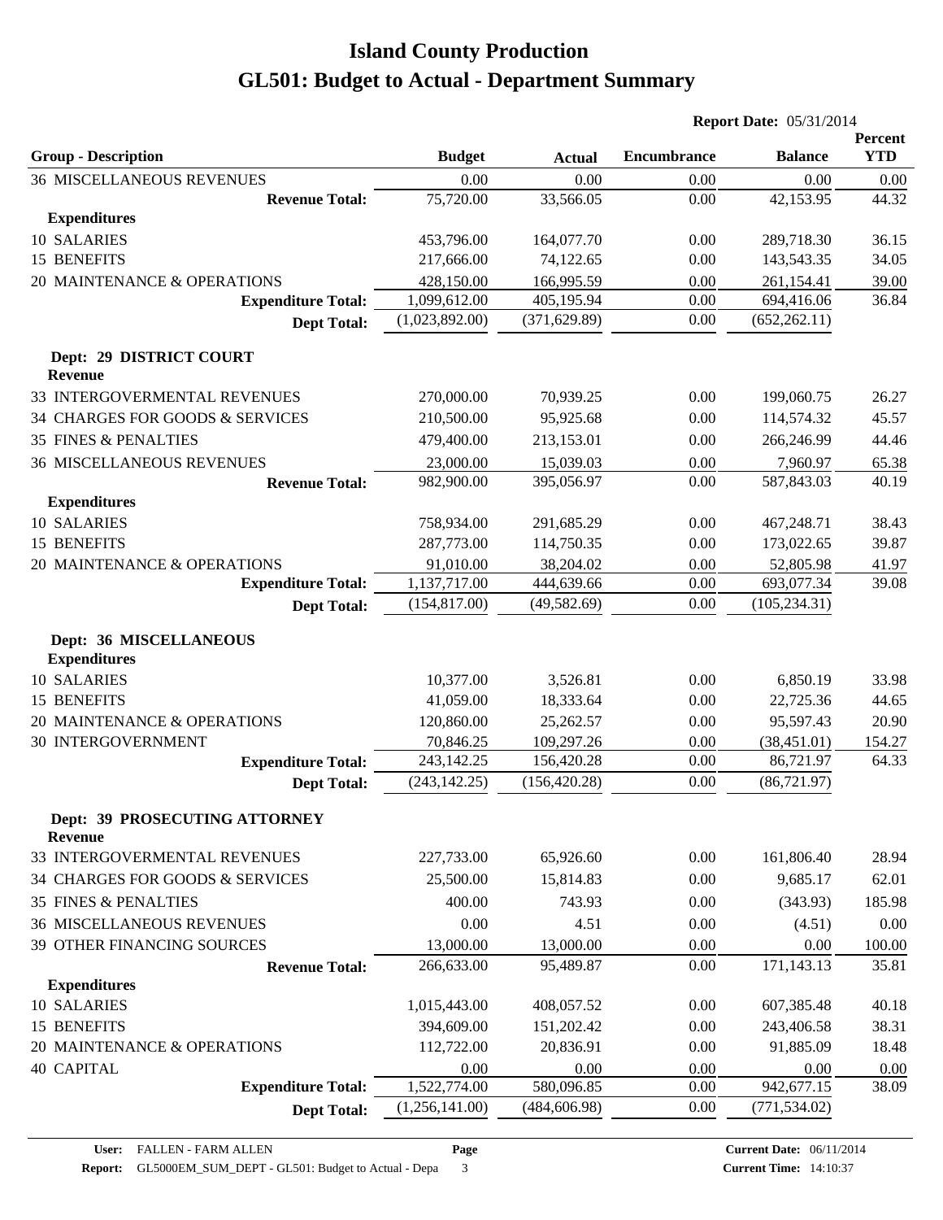# Island County Production
# GL501: Budget to Actual - Department Summary

**Report Date:** 05/31/2014

| Group - Description | Budget | Actual | Encumbrance | Balance | Percent YTD |
|---|---|---|---|---|---|
| 36 MISCELLANEOUS REVENUES | 0.00 | 0.00 | 0.00 | 0.00 | 0.00 |
| **Revenue Total:** | 75,720.00 | 33,566.05 | 0.00 | 42,153.95 | 44.32 |
| **Expenditures** | | | | | |
| 10 SALARIES | 453,796.00 | 164,077.70 | 0.00 | 289,718.30 | 36.15 |
| 15 BENEFITS | 217,666.00 | 74,122.65 | 0.00 | 143,543.35 | 34.05 |
| 20 MAINTENANCE & OPERATIONS | 428,150.00 | 166,995.59 | 0.00 | 261,154.41 | 39.00 |
| **Expenditure Total:** | 1,099,612.00 | 405,195.94 | 0.00 | 694,416.06 | 36.84 |
| **Dept Total:** | (1,023,892.00) | (371,629.89) | 0.00 | (652,262.11) | |
| **Dept: 29 DISTRICT COURT** | | | | | |
| **Revenue** | | | | | |
| 33 INTERGOVERMENTAL REVENUES | 270,000.00 | 70,939.25 | 0.00 | 199,060.75 | 26.27 |
| 34 CHARGES FOR GOODS & SERVICES | 210,500.00 | 95,925.68 | 0.00 | 114,574.32 | 45.57 |
| 35 FINES & PENALTIES | 479,400.00 | 213,153.01 | 0.00 | 266,246.99 | 44.46 |
| 36 MISCELLANEOUS REVENUES | 23,000.00 | 15,039.03 | 0.00 | 7,960.97 | 65.38 |
| **Revenue Total:** | 982,900.00 | 395,056.97 | 0.00 | 587,843.03 | 40.19 |
| **Expenditures** | | | | | |
| 10 SALARIES | 758,934.00 | 291,685.29 | 0.00 | 467,248.71 | 38.43 |
| 15 BENEFITS | 287,773.00 | 114,750.35 | 0.00 | 173,022.65 | 39.87 |
| 20 MAINTENANCE & OPERATIONS | 91,010.00 | 38,204.02 | 0.00 | 52,805.98 | 41.97 |
| **Expenditure Total:** | 1,137,717.00 | 444,639.66 | 0.00 | 693,077.34 | 39.08 |
| **Dept Total:** | (154,817.00) | (49,582.69) | 0.00 | (105,234.31) | |
| **Dept: 36 MISCELLANEOUS** | | | | | |
| **Expenditures** | | | | | |
| 10 SALARIES | 10,377.00 | 3,526.81 | 0.00 | 6,850.19 | 33.98 |
| 15 BENEFITS | 41,059.00 | 18,333.64 | 0.00 | 22,725.36 | 44.65 |
| 20 MAINTENANCE & OPERATIONS | 120,860.00 | 25,262.57 | 0.00 | 95,597.43 | 20.90 |
| 30 INTERGOVERNMENT | 70,846.25 | 109,297.26 | 0.00 | (38,451.01) | 154.27 |
| **Expenditure Total:** | 243,142.25 | 156,420.28 | 0.00 | 86,721.97 | 64.33 |
| **Dept Total:** | (243,142.25) | (156,420.28) | 0.00 | (86,721.97) | |
| **Dept: 39 PROSECUTING ATTORNEY** | | | | | |
| **Revenue** | | | | | |
| 33 INTERGOVERMENTAL REVENUES | 227,733.00 | 65,926.60 | 0.00 | 161,806.40 | 28.94 |
| 34 CHARGES FOR GOODS & SERVICES | 25,500.00 | 15,814.83 | 0.00 | 9,685.17 | 62.01 |
| 35 FINES & PENALTIES | 400.00 | 743.93 | 0.00 | (343.93) | 185.98 |
| 36 MISCELLANEOUS REVENUES | 0.00 | 4.51 | 0.00 | (4.51) | 0.00 |
| 39 OTHER FINANCING SOURCES | 13,000.00 | 13,000.00 | 0.00 | 0.00 | 100.00 |
| **Revenue Total:** | 266,633.00 | 95,489.87 | 0.00 | 171,143.13 | 35.81 |
| **Expenditures** | | | | | |
| 10 SALARIES | 1,015,443.00 | 408,057.52 | 0.00 | 607,385.48 | 40.18 |
| 15 BENEFITS | 394,609.00 | 151,202.42 | 0.00 | 243,406.58 | 38.31 |
| 20 MAINTENANCE & OPERATIONS | 112,722.00 | 20,836.91 | 0.00 | 91,885.09 | 18.48 |
| 40 CAPITAL | 0.00 | 0.00 | 0.00 | 0.00 | 0.00 |
| **Expenditure Total:** | 1,522,774.00 | 580,096.85 | 0.00 | 942,677.15 | 38.09 |
| **Dept Total:** | (1,256,141.00) | (484,606.98) | 0.00 | (771,534.02) | |

**User:** FALLEN - FARM ALLEN
**Report:** GL5000EM_SUM_DEPT - GL501: Budget to Actual - Depa
**Page** 3
**Current Date:** 06/11/2014
**Current Time:** 14:10:37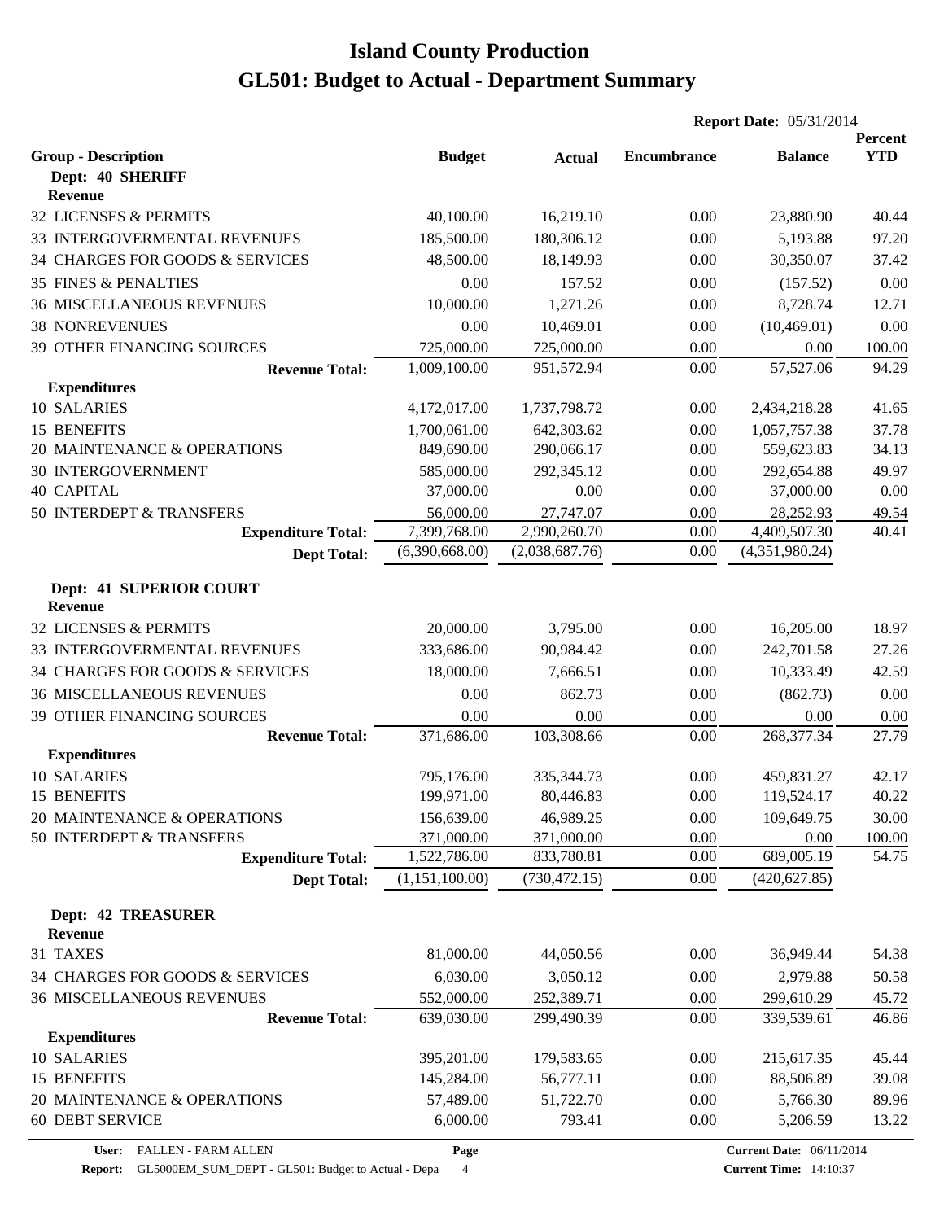# Island County Production

# GL501: Budget to Actual - Department Summary

**Report Date:** 05/31/2014

| Group - Description | Budget | Actual | Encumbrance | Balance | Percent YTD |
|---|---|---|---|---|---|
| **Dept: 40 SHERIFF** | | | | | |
| **Revenue** | | | | | |
| 32 LICENSES & PERMITS | 40,100.00 | 16,219.10 | 0.00 | 23,880.90 | 40.44 |
| 33 INTERGOVERMENTAL REVENUES | 185,500.00 | 180,306.12 | 0.00 | 5,193.88 | 97.20 |
| 34 CHARGES FOR GOODS & SERVICES | 48,500.00 | 18,149.93 | 0.00 | 30,350.07 | 37.42 |
| 35 FINES & PENALTIES | 0.00 | 157.52 | 0.00 | (157.52) | 0.00 |
| 36 MISCELLANEOUS REVENUES | 10,000.00 | 1,271.26 | 0.00 | 8,728.74 | 12.71 |
| 38 NONREVENUES | 0.00 | 10,469.01 | 0.00 | (10,469.01) | 0.00 |
| 39 OTHER FINANCING SOURCES | 725,000.00 | 725,000.00 | 0.00 | 0.00 | 100.00 |
| **Revenue Total:** | 1,009,100.00 | 951,572.94 | 0.00 | 57,527.06 | 94.29 |
| **Expenditures** | | | | | |
| 10 SALARIES | 4,172,017.00 | 1,737,798.72 | 0.00 | 2,434,218.28 | 41.65 |
| 15 BENEFITS | 1,700,061.00 | 642,303.62 | 0.00 | 1,057,757.38 | 37.78 |
| 20 MAINTENANCE & OPERATIONS | 849,690.00 | 290,066.17 | 0.00 | 559,623.83 | 34.13 |
| 30 INTERGOVERNMENT | 585,000.00 | 292,345.12 | 0.00 | 292,654.88 | 49.97 |
| 40 CAPITAL | 37,000.00 | 0.00 | 0.00 | 37,000.00 | 0.00 |
| 50 INTERDEPT & TRANSFERS | 56,000.00 | 27,747.07 | 0.00 | 28,252.93 | 49.54 |
| **Expenditure Total:** | 7,399,768.00 | 2,990,260.70 | 0.00 | 4,409,507.30 | 40.41 |
| **Dept Total:** | (6,390,668.00) | (2,038,687.76) | 0.00 | (4,351,980.24) | |
| **Dept: 41 SUPERIOR COURT** | | | | | |
| **Revenue** | | | | | |
| 32 LICENSES & PERMITS | 20,000.00 | 3,795.00 | 0.00 | 16,205.00 | 18.97 |
| 33 INTERGOVERMENTAL REVENUES | 333,686.00 | 90,984.42 | 0.00 | 242,701.58 | 27.26 |
| 34 CHARGES FOR GOODS & SERVICES | 18,000.00 | 7,666.51 | 0.00 | 10,333.49 | 42.59 |
| 36 MISCELLANEOUS REVENUES | 0.00 | 862.73 | 0.00 | (862.73) | 0.00 |
| 39 OTHER FINANCING SOURCES | 0.00 | 0.00 | 0.00 | 0.00 | 0.00 |
| **Revenue Total:** | 371,686.00 | 103,308.66 | 0.00 | 268,377.34 | 27.79 |
| **Expenditures** | | | | | |
| 10 SALARIES | 795,176.00 | 335,344.73 | 0.00 | 459,831.27 | 42.17 |
| 15 BENEFITS | 199,971.00 | 80,446.83 | 0.00 | 119,524.17 | 40.22 |
| 20 MAINTENANCE & OPERATIONS | 156,639.00 | 46,989.25 | 0.00 | 109,649.75 | 30.00 |
| 50 INTERDEPT & TRANSFERS | 371,000.00 | 371,000.00 | 0.00 | 0.00 | 100.00 |
| **Expenditure Total:** | 1,522,786.00 | 833,780.81 | 0.00 | 689,005.19 | 54.75 |
| **Dept Total:** | (1,151,100.00) | (730,472.15) | 0.00 | (420,627.85) | |
| **Dept: 42 TREASURER** | | | | | |
| **Revenue** | | | | | |
| 31 TAXES | 81,000.00 | 44,050.56 | 0.00 | 36,949.44 | 54.38 |
| 34 CHARGES FOR GOODS & SERVICES | 6,030.00 | 3,050.12 | 0.00 | 2,979.88 | 50.58 |
| 36 MISCELLANEOUS REVENUES | 552,000.00 | 252,389.71 | 0.00 | 299,610.29 | 45.72 |
| **Revenue Total:** | 639,030.00 | 299,490.39 | 0.00 | 339,539.61 | 46.86 |
| **Expenditures** | | | | | |
| 10 SALARIES | 395,201.00 | 179,583.65 | 0.00 | 215,617.35 | 45.44 |
| 15 BENEFITS | 145,284.00 | 56,777.11 | 0.00 | 88,506.89 | 39.08 |
| 20 MAINTENANCE & OPERATIONS | 57,489.00 | 51,722.70 | 0.00 | 5,766.30 | 89.96 |
| 60 DEBT SERVICE | 6,000.00 | 793.41 | 0.00 | 5,206.59 | 13.22 |

User: FALLEN - FARM ALLEN
Report: GL5000EM_SUM_DEPT - GL501: Budget to Actual - Depa
Current Date: 06/11/2014
Current Time: 14:10:37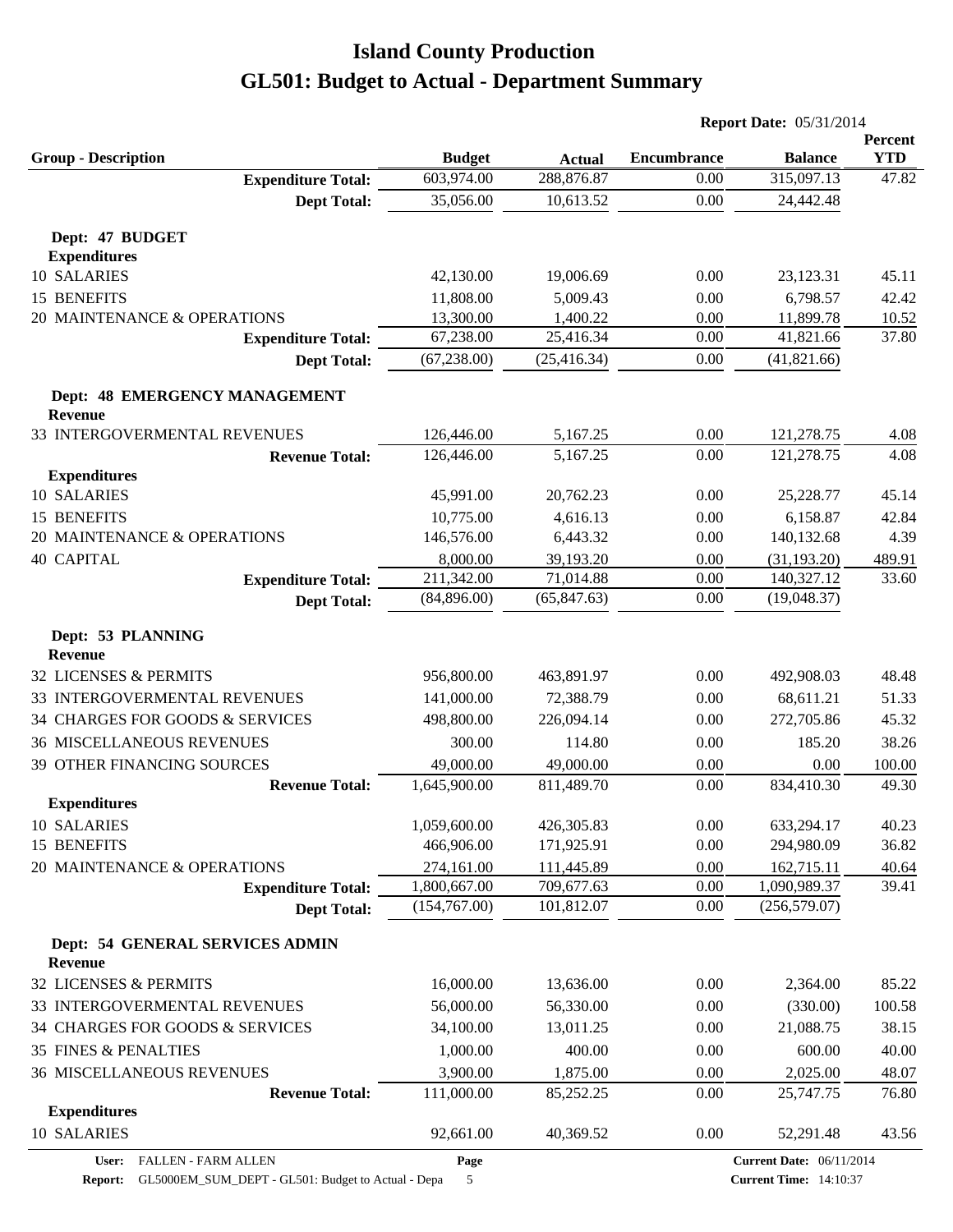# Island County Production
# GL501: Budget to Actual - Department Summary

**Report Date:** 05/31/2014

| Group - Description | Budget | Actual | Encumbrance | Balance | Percent YTD |
|---|---|---|---|---|---|
| **Expenditure Total:** | 603,974.00 | 288,876.87 | 0.00 | 315,097.13 | 47.82 |
| **Dept Total:** | 35,056.00 | 10,613.52 | 0.00 | 24,442.48 | |
| **Dept: 47 BUDGET** | | | | | |
| **Expenditures** | | | | | |
| 10 SALARIES | 42,130.00 | 19,006.69 | 0.00 | 23,123.31 | 45.11 |
| 15 BENEFITS | 11,808.00 | 5,009.43 | 0.00 | 6,798.57 | 42.42 |
| 20 MAINTENANCE & OPERATIONS | 13,300.00 | 1,400.22 | 0.00 | 11,899.78 | 10.52 |
| **Expenditure Total:** | 67,238.00 | 25,416.34 | 0.00 | 41,821.66 | 37.80 |
| **Dept Total:** | (67,238.00) | (25,416.34) | 0.00 | (41,821.66) | |
| **Dept: 48 EMERGENCY MANAGEMENT** | | | | | |
| **Revenue** | | | | | |
| 33 INTERGOVERMENTAL REVENUES | 126,446.00 | 5,167.25 | 0.00 | 121,278.75 | 4.08 |
| **Revenue Total:** | 126,446.00 | 5,167.25 | 0.00 | 121,278.75 | 4.08 |
| **Expenditures** | | | | | |
| 10 SALARIES | 45,991.00 | 20,762.23 | 0.00 | 25,228.77 | 45.14 |
| 15 BENEFITS | 10,775.00 | 4,616.13 | 0.00 | 6,158.87 | 42.84 |
| 20 MAINTENANCE & OPERATIONS | 146,576.00 | 6,443.32 | 0.00 | 140,132.68 | 4.39 |
| 40 CAPITAL | 8,000.00 | 39,193.20 | 0.00 | (31,193.20) | 489.91 |
| **Expenditure Total:** | 211,342.00 | 71,014.88 | 0.00 | 140,327.12 | 33.60 |
| **Dept Total:** | (84,896.00) | (65,847.63) | 0.00 | (19,048.37) | |
| **Dept: 53 PLANNING** | | | | | |
| **Revenue** | | | | | |
| 32 LICENSES & PERMITS | 956,800.00 | 463,891.97 | 0.00 | 492,908.03 | 48.48 |
| 33 INTERGOVERMENTAL REVENUES | 141,000.00 | 72,388.79 | 0.00 | 68,611.21 | 51.33 |
| 34 CHARGES FOR GOODS & SERVICES | 498,800.00 | 226,094.14 | 0.00 | 272,705.86 | 45.32 |
| 36 MISCELLANEOUS REVENUES | 300.00 | 114.80 | 0.00 | 185.20 | 38.26 |
| 39 OTHER FINANCING SOURCES | 49,000.00 | 49,000.00 | 0.00 | 0.00 | 100.00 |
| **Revenue Total:** | 1,645,900.00 | 811,489.70 | 0.00 | 834,410.30 | 49.30 |
| **Expenditures** | | | | | |
| 10 SALARIES | 1,059,600.00 | 426,305.83 | 0.00 | 633,294.17 | 40.23 |
| 15 BENEFITS | 466,906.00 | 171,925.91 | 0.00 | 294,980.09 | 36.82 |
| 20 MAINTENANCE & OPERATIONS | 274,161.00 | 111,445.89 | 0.00 | 162,715.11 | 40.64 |
| **Expenditure Total:** | 1,800,667.00 | 709,677.63 | 0.00 | 1,090,989.37 | 39.41 |
| **Dept Total:** | (154,767.00) | 101,812.07 | 0.00 | (256,579.07) | |
| **Dept: 54 GENERAL SERVICES ADMIN** | | | | | |
| **Revenue** | | | | | |
| 32 LICENSES & PERMITS | 16,000.00 | 13,636.00 | 0.00 | 2,364.00 | 85.22 |
| 33 INTERGOVERMENTAL REVENUES | 56,000.00 | 56,330.00 | 0.00 | (330.00) | 100.58 |
| 34 CHARGES FOR GOODS & SERVICES | 34,100.00 | 13,011.25 | 0.00 | 21,088.75 | 38.15 |
| 35 FINES & PENALTIES | 1,000.00 | 400.00 | 0.00 | 600.00 | 40.00 |
| 36 MISCELLANEOUS REVENUES | 3,900.00 | 1,875.00 | 0.00 | 2,025.00 | 48.07 |
| **Revenue Total:** | 111,000.00 | 85,252.25 | 0.00 | 25,747.75 | 76.80 |
| **Expenditures** | | | | | |
| 10 SALARIES | 92,661.00 | 40,369.52 | 0.00 | 52,291.48 | 43.56 |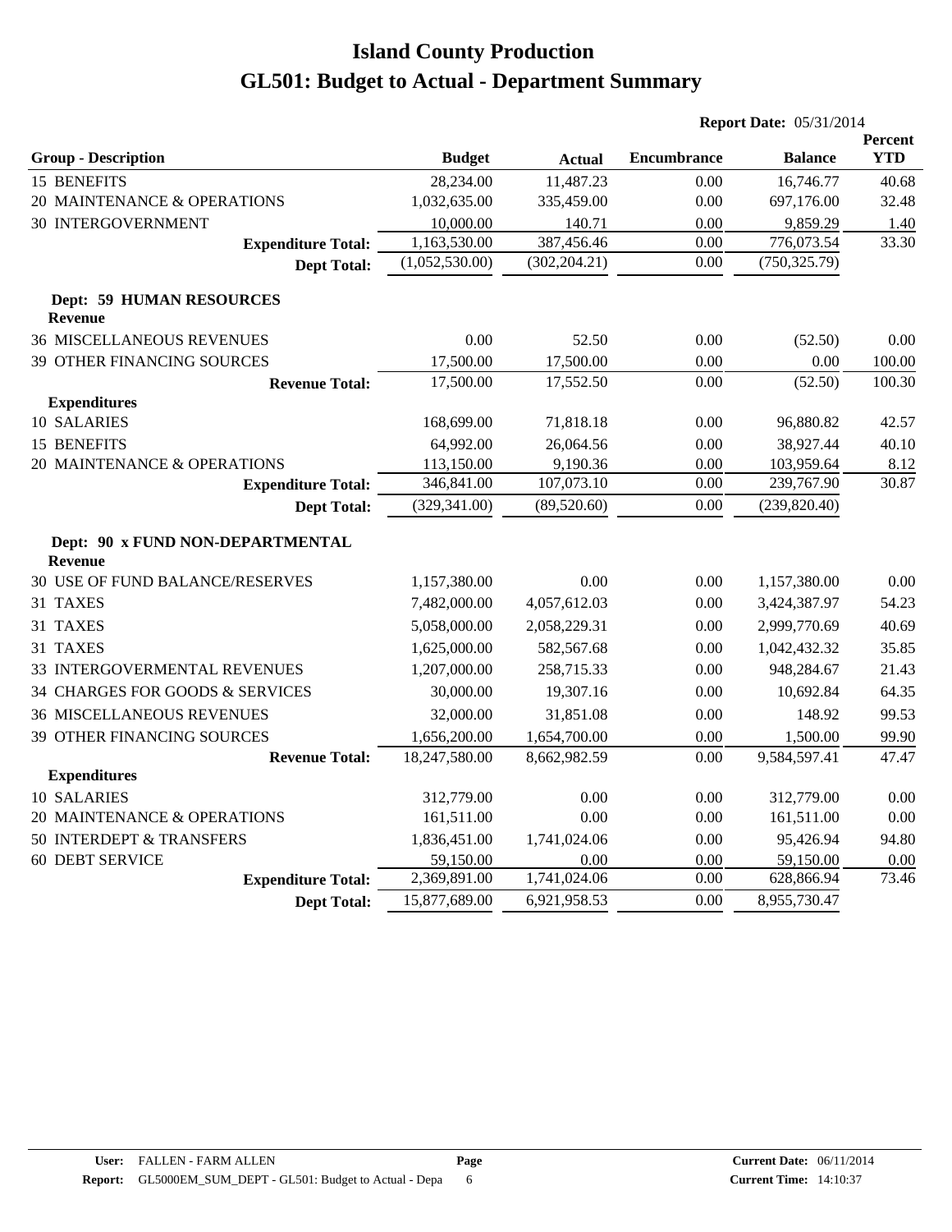# Island County Production
# GL501: Budget to Actual - Department Summary

**Report Date:** 05/31/2014

| Group - Description | Budget | Actual | Encumbrance | Balance | Percent YTD |
|---|---|---|---|---|---|
| 15 BENEFITS | 28,234.00 | 11,487.23 | 0.00 | 16,746.77 | 40.68 |
| 20 MAINTENANCE & OPERATIONS | 1,032,635.00 | 335,459.00 | 0.00 | 697,176.00 | 32.48 |
| 30 INTERGOVERNMENT | 10,000.00 | 140.71 | 0.00 | 9,859.29 | 1.40 |
| **Expenditure Total:** | 1,163,530.00 | 387,456.46 | 0.00 | 776,073.54 | 33.30 |
| **Dept Total:** | (1,052,530.00) | (302,204.21) | 0.00 | (750,325.79) | |
| **Dept: 59 HUMAN RESOURCES** | | | | | |
| **Revenue** | | | | | |
| 36 MISCELLANEOUS REVENUES | 0.00 | 52.50 | 0.00 | (52.50) | 0.00 |
| 39 OTHER FINANCING SOURCES | 17,500.00 | 17,500.00 | 0.00 | 0.00 | 100.00 |
| **Revenue Total:** | 17,500.00 | 17,552.50 | 0.00 | (52.50) | 100.30 |
| **Expenditures** | | | | | |
| 10 SALARIES | 168,699.00 | 71,818.18 | 0.00 | 96,880.82 | 42.57 |
| 15 BENEFITS | 64,992.00 | 26,064.56 | 0.00 | 38,927.44 | 40.10 |
| 20 MAINTENANCE & OPERATIONS | 113,150.00 | 9,190.36 | 0.00 | 103,959.64 | 8.12 |
| **Expenditure Total:** | 346,841.00 | 107,073.10 | 0.00 | 239,767.90 | 30.87 |
| **Dept Total:** | (329,341.00) | (89,520.60) | 0.00 | (239,820.40) | |
| **Dept: 90 x FUND NON-DEPARTMENTAL** | | | | | |
| **Revenue** | | | | | |
| 30 USE OF FUND BALANCE/RESERVES | 1,157,380.00 | 0.00 | 0.00 | 1,157,380.00 | 0.00 |
| 31 TAXES | 7,482,000.00 | 4,057,612.03 | 0.00 | 3,424,387.97 | 54.23 |
| 31 TAXES | 5,058,000.00 | 2,058,229.31 | 0.00 | 2,999,770.69 | 40.69 |
| 31 TAXES | 1,625,000.00 | 582,567.68 | 0.00 | 1,042,432.32 | 35.85 |
| 33 INTERGOVERMENTAL REVENUES | 1,207,000.00 | 258,715.33 | 0.00 | 948,284.67 | 21.43 |
| 34 CHARGES FOR GOODS & SERVICES | 30,000.00 | 19,307.16 | 0.00 | 10,692.84 | 64.35 |
| 36 MISCELLANEOUS REVENUES | 32,000.00 | 31,851.08 | 0.00 | 148.92 | 99.53 |
| 39 OTHER FINANCING SOURCES | 1,656,200.00 | 1,654,700.00 | 0.00 | 1,500.00 | 99.90 |
| **Revenue Total:** | 18,247,580.00 | 8,662,982.59 | 0.00 | 9,584,597.41 | 47.47 |
| **Expenditures** | | | | | |
| 10 SALARIES | 312,779.00 | 0.00 | 0.00 | 312,779.00 | 0.00 |
| 20 MAINTENANCE & OPERATIONS | 161,511.00 | 0.00 | 0.00 | 161,511.00 | 0.00 |
| 50 INTERDEPT & TRANSFERS | 1,836,451.00 | 1,741,024.06 | 0.00 | 95,426.94 | 94.80 |
| 60 DEBT SERVICE | 59,150.00 | 0.00 | 0.00 | 59,150.00 | 0.00 |
| **Expenditure Total:** | 2,369,891.00 | 1,741,024.06 | 0.00 | 628,866.94 | 73.46 |
| **Dept Total:** | 15,877,689.00 | 6,921,958.53 | 0.00 | 8,955,730.47 | |

**User:** FALLEN - FARM ALLEN
**Report:** GL5000EM_SUM_DEPT - GL501: Budget to Actual - Depa
**Current Date:** 06/11/2014
**Current Time:** 14:10:37